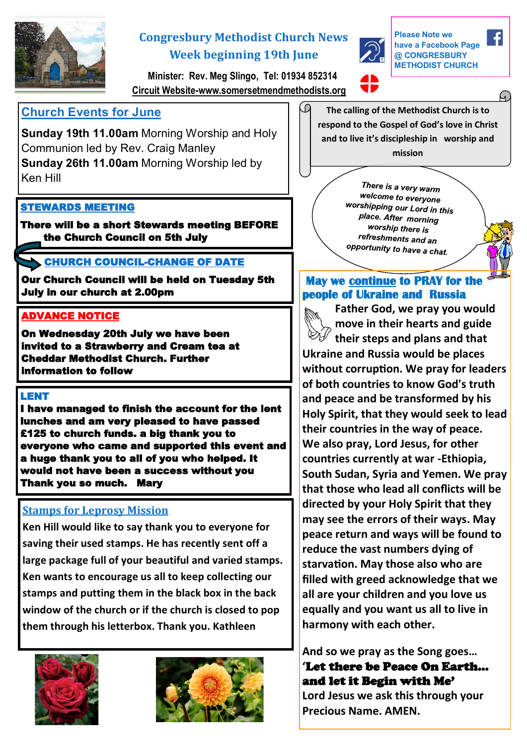# Congresbury Methodist Church News
## Week beginning 19th June

Minister: Rev. Meg Slingo, Tel: 01934 852314
Circuit Website-www.somersetmendmethodists.org

Please Note we have a Facebook Page @ CONGRESBURY METHODIST CHURCH

## Church Events for June

**Sunday 19th 11.00am** Morning Worship and Holy Communion led by Rev. Craig Manley
**Sunday 26th 11.00am** Morning Worship led by Ken Hill

## STEWARDS MEETING

**There will be a short Stewards meeting BEFORE the Church Council on 5th July**

## CHURCH COUNCIL-CHANGE OF DATE

**Our Church Council will be held on Tuesday 5th July in our church at 2.00pm**

## ADVANCE NOTICE

**On Wednesday 20th July we have been invited to a Strawberry and Cream tea at Cheddar Methodist Church. Further information to follow**

## LENT

**I have managed to finish the account for the lent lunches and am very pleased to have passed £125 to church funds. a big thank you to everyone who came and supported this event and a huge thank you to all of you who helped. It would not have been a success without you Thank you so much. Mary**

## Stamps for Leprosy Mission

Ken Hill would like to say thank you to everyone for saving their used stamps. He has recently sent off a large package full of your beautiful and varied stamps. Ken wants to encourage us all to keep collecting our stamps and putting them in the black box in the back window of the church or if the church is closed to pop them through his letterbox. Thank you. Kathleen

The calling of the Methodist Church is to respond to the Gospel of God's love in Christ and to live it's discipleship in worship and mission

*There is a very warm welcome to everyone worshipping our Lord in this place. After morning worship there is refreshments and an opportunity to have a chat.*

## May we continue to PRAY for the people of Ukraine and Russia

Father God, we pray you would move in their hearts and guide their steps and plans and that Ukraine and Russia would be places without corruption. We pray for leaders of both countries to know God's truth and peace and be transformed by his Holy Spirit, that they would seek to lead their countries in the way of peace. We also pray, Lord Jesus, for other countries currently at war -Ethiopia, South Sudan, Syria and Yemen. We pray that those who lead all conflicts will be directed by your Holy Spirit that they may see the errors of their ways. May peace return and ways will be found to reduce the vast numbers dying of starvation. May those also who are filled with greed acknowledge that we all are your children and you love us equally and you want us all to live in harmony with each other.

And so we pray as the Song goes…
**'Let there be Peace On Earth… and let it Begin with Me'**
Lord Jesus we ask this through your Precious Name. AMEN.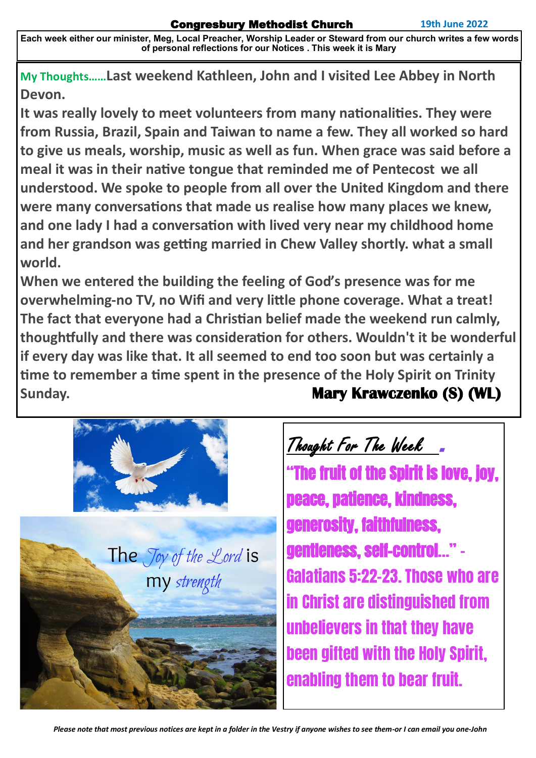**Congresbury Methodist Church** **19th June 2022**

**Each week either our minister, Meg, Local Preacher, Worship Leader or Steward from our church writes a few words of personal reflections for our Notices . This week it is Mary**

**My Thoughts……Last weekend Kathleen, John and I visited Lee Abbey in North Devon.**

**It was really lovely to meet volunteers from many nationalities. They were from Russia, Brazil, Spain and Taiwan to name a few. They all worked so hard to give us meals, worship, music as well as fun. When grace was said before a meal it was in their native tongue that reminded me of Pentecost we all understood. We spoke to people from all over the United Kingdom and there were many conversations that made us realise how many places we knew, and one lady I had a conversation with lived very near my childhood home and her grandson was getting married in Chew Valley shortly. what a small world.**

**When we entered the building the feeling of God's presence was for me overwhelming-no TV, no Wifi and very little phone coverage. What a treat! The fact that everyone had a Christian belief made the weekend run calmly, thoughtfully and there was consideration for others. Wouldn't it be wonderful if every day was like that. It all seemed to end too soon but was certainly a time to remember a time spent in the presence of the Holy Spirit on Trinity Sunday.**

**Mary Krawczenko (S) (WL)**

The *Joy of the Lord* is my *strength*

*Thought For The Week*

**"The fruit of the Spirit is love, joy, peace, patience, kindness, generosity, faithfulness, gentleness, self-control..." - Galatians 5:22-23. Those who are in Christ are distinguished from unbelievers in that they have been gifted with the Holy Spirit, enabling them to bear fruit.**

*Please note that most previous notices are kept in a folder in the Vestry if anyone wishes to see them-or I can email you one-John*